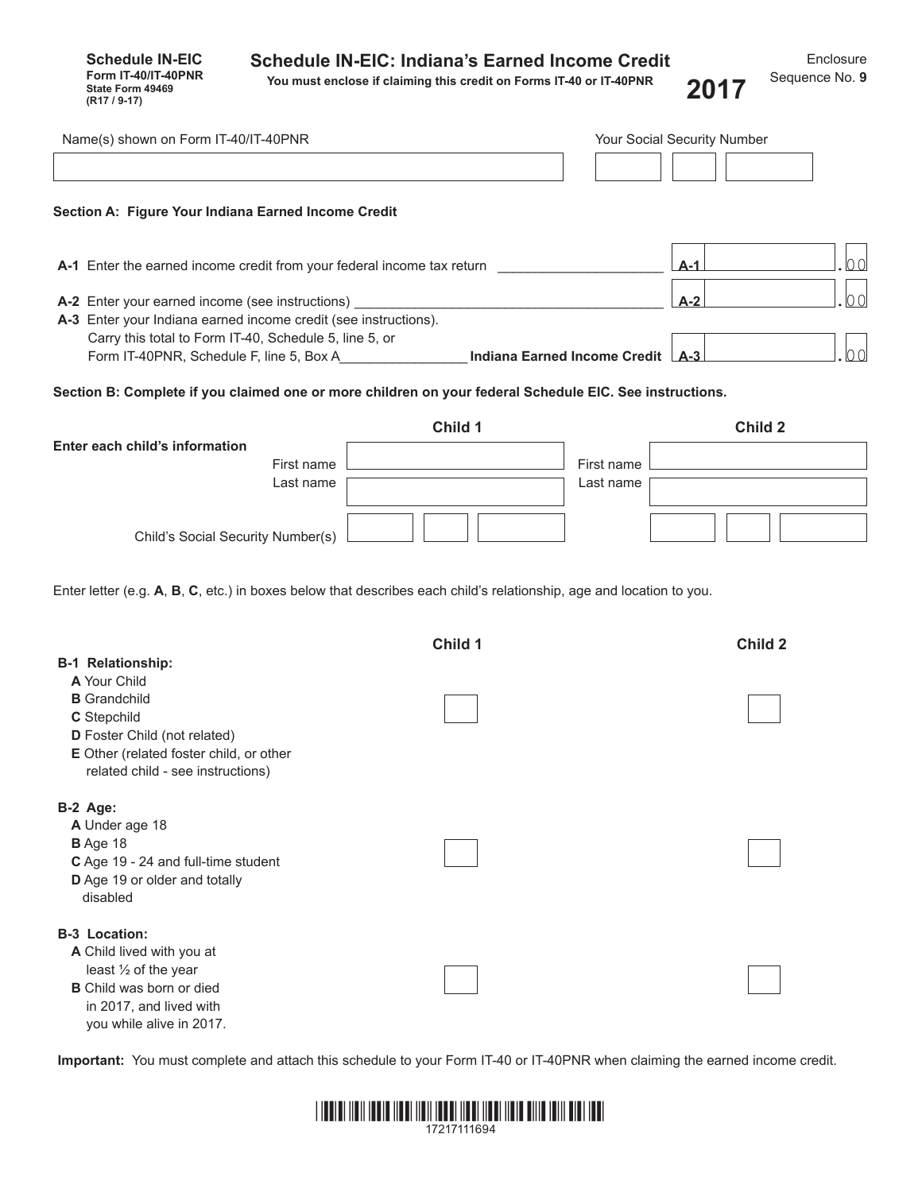**Schedule IN-EIC**
**Form IT-40/IT-40PNR**
**State Form 49469**
**(R17 / 9-17)**

# Schedule IN-EIC: Indiana's Earned Income Credit

**You must enclose if claiming this credit on Forms IT-40 or IT-40PNR**

**2017**

Enclosure
Sequence No. **9**

Name(s) shown on Form IT-40/IT-40PNR ______________________ Your Social Security Number ______________

### Section A: Figure Your Indiana Earned Income Credit

**A-1** Enter the earned income credit from your federal income tax return ____________ **A-1** ________ .00

**A-2** Enter your earned income (see instructions) ____________ **A-2** ________ .00

**A-3** Enter your Indiana earned income credit (see instructions).
Carry this total to Form IT-40, Schedule 5, line 5, or
Form IT-40PNR, Schedule F, line 5, Box A____________ **Indiana Earned Income Credit** **A-3** ________ .00

### Section B: Complete if you claimed one or more children on your federal Schedule EIC. See instructions.

| **Enter each child's information** | **Child 1** | **Child 2** |
|---|---|---|
| First name | | |
| Last name | | |
| Child's Social Security Number(s) | | |

Enter letter (e.g. **A**, **B**, **C**, etc.) in boxes below that describes each child's relationship, age and location to you.

| | **Child 1** | **Child 2** |
|---|---|---|
| **B-1 Relationship:**<br>**A** Your Child<br>**B** Grandchild<br>**C** Stepchild<br>**D** Foster Child (not related)<br>**E** Other (related foster child, or other related child - see instructions) | | |
| **B-2 Age:**<br>**A** Under age 18<br>**B** Age 18<br>**C** Age 19 - 24 and full-time student<br>**D** Age 19 or older and totally disabled | | |
| **B-3 Location:**<br>**A** Child lived with you at least ½ of the year<br>**B** Child was born or died in 2017, and lived with you while alive in 2017. | | |

**Important:** You must complete and attach this schedule to your Form IT-40 or IT-40PNR when claiming the earned income credit.

17217111694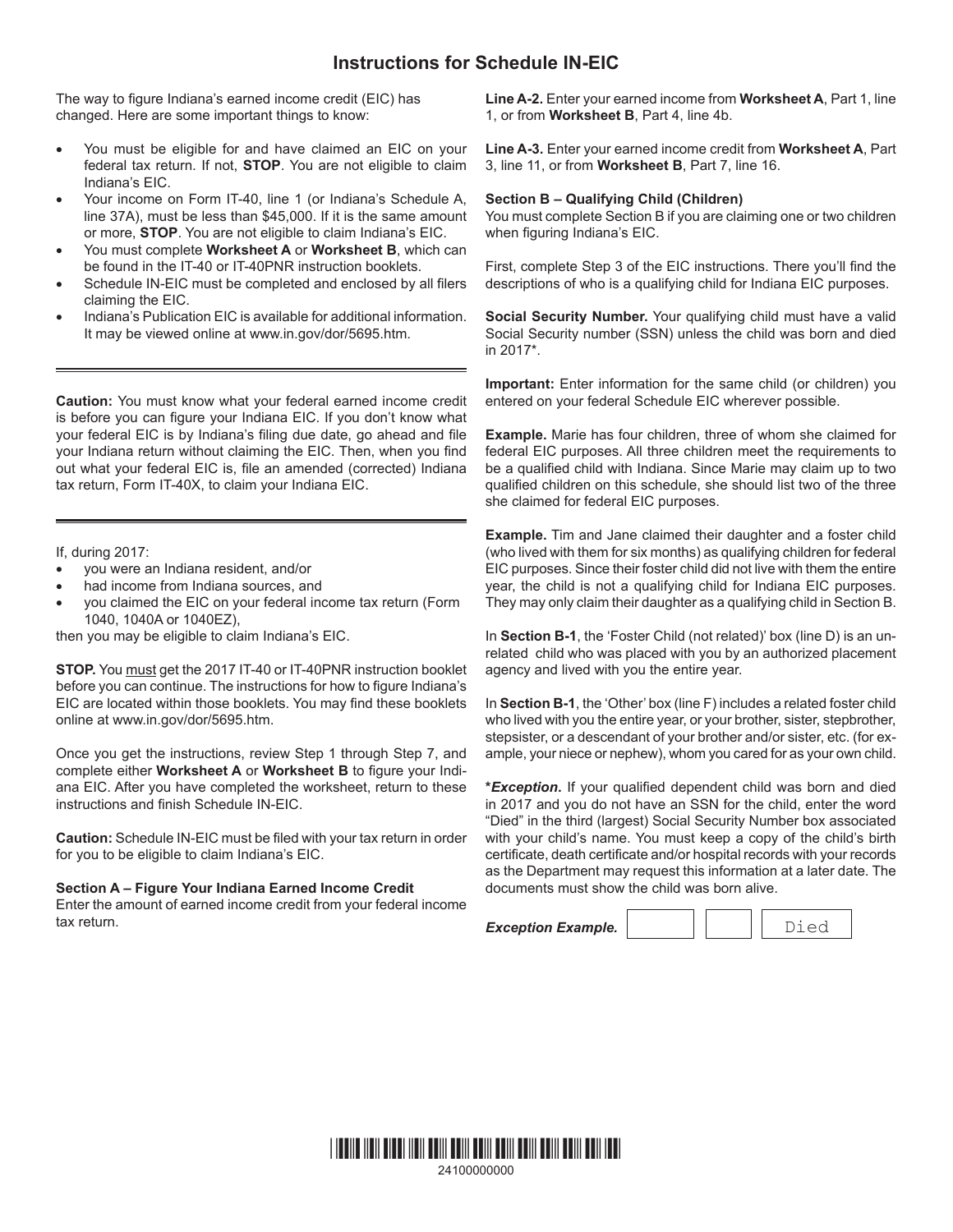# Instructions for Schedule IN-EIC

The way to figure Indiana's earned income credit (EIC) has changed. Here are some important things to know:

- You must be eligible for and have claimed an EIC on your federal tax return. If not, **STOP**. You are not eligible to claim Indiana's EIC.
- Your income on Form IT-40, line 1 (or Indiana's Schedule A, line 37A), must be less than $45,000. If it is the same amount or more, **STOP**. You are not eligible to claim Indiana's EIC.
- You must complete **Worksheet A** or **Worksheet B**, which can be found in the IT-40 or IT-40PNR instruction booklets.
- Schedule IN-EIC must be completed and enclosed by all filers claiming the EIC.
- Indiana's Publication EIC is available for additional information. It may be viewed online at www.in.gov/dor/5695.htm.

---

**Caution:** You must know what your federal earned income credit is before you can figure your Indiana EIC. If you don't know what your federal EIC is by Indiana's filing due date, go ahead and file your Indiana return without claiming the EIC. Then, when you find out what your federal EIC is, file an amended (corrected) Indiana tax return, Form IT-40X, to claim your Indiana EIC.

---

If, during 2017:

- you were an Indiana resident, and/or
- had income from Indiana sources, and
- you claimed the EIC on your federal income tax return (Form 1040, 1040A or 1040EZ),

then you may be eligible to claim Indiana's EIC.

**STOP.** You must get the 2017 IT-40 or IT-40PNR instruction booklet before you can continue. The instructions for how to figure Indiana's EIC are located within those booklets. You may find these booklets online at www.in.gov/dor/5695.htm.

Once you get the instructions, review Step 1 through Step 7, and complete either **Worksheet A** or **Worksheet B** to figure your Indiana EIC. After you have completed the worksheet, return to these instructions and finish Schedule IN-EIC.

**Caution:** Schedule IN-EIC must be filed with your tax return in order for you to be eligible to claim Indiana's EIC.

### Section A – Figure Your Indiana Earned Income Credit

Enter the amount of earned income credit from your federal income tax return.

**Line A-2.** Enter your earned income from **Worksheet A**, Part 1, line 1, or from **Worksheet B**, Part 4, line 4b.

**Line A-3.** Enter your earned income credit from **Worksheet A**, Part 3, line 11, or from **Worksheet B**, Part 7, line 16.

### Section B – Qualifying Child (Children)

You must complete Section B if you are claiming one or two children when figuring Indiana's EIC.

First, complete Step 3 of the EIC instructions. There you'll find the descriptions of who is a qualifying child for Indiana EIC purposes.

**Social Security Number.** Your qualifying child must have a valid Social Security number (SSN) unless the child was born and died in 2017*.

**Important:** Enter information for the same child (or children) you entered on your federal Schedule EIC wherever possible.

**Example.** Marie has four children, three of whom she claimed for federal EIC purposes. All three children meet the requirements to be a qualified child with Indiana. Since Marie may claim up to two qualified children on this schedule, she should list two of the three she claimed for federal EIC purposes.

**Example.** Tim and Jane claimed their daughter and a foster child (who lived with them for six months) as qualifying children for federal EIC purposes. Since their foster child did not live with them the entire year, the child is not a qualifying child for Indiana EIC purposes. They may only claim their daughter as a qualifying child in Section B.

In **Section B-1**, the 'Foster Child (not related)' box (line D) is an unrelated child who was placed with you by an authorized placement agency and lived with you the entire year.

In **Section B-1**, the 'Other' box (line F) includes a related foster child who lived with you the entire year, or your brother, sister, stepbrother, stepsister, or a descendant of your brother and/or sister, etc. (for example, your niece or nephew), whom you cared for as your own child.

***Exception*.** If your qualified dependent child was born and died in 2017 and you do not have an SSN for the child, enter the word "Died" in the third (largest) Social Security Number box associated with your child's name. You must keep a copy of the child's birth certificate, death certificate and/or hospital records with your records as the Department may request this information at a later date. The documents must show the child was born alive.

| | | | |
|---|---|---|---|
| ***Exception Example.*** | | | Died |

24100000000